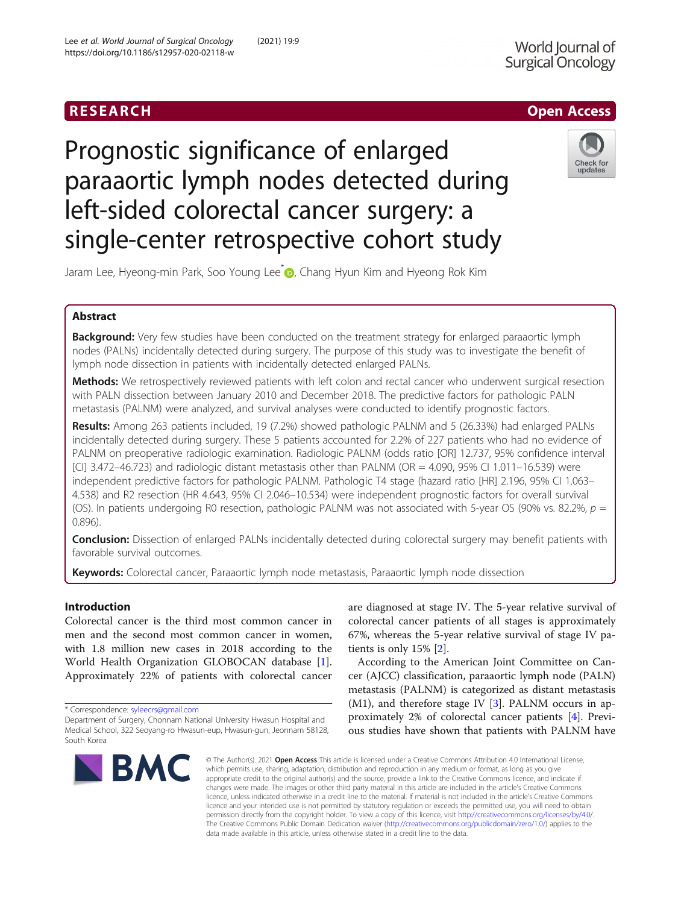RESEARCH

Open Access

# Prognostic significance of enlarged paraaortic lymph nodes detected during left-sided colorectal cancer surgery: a single-center retrospective cohort study

Jaram Lee, Hyeong-min Park, Soo Young Lee*, Chang Hyun Kim and Hyeong Rok Kim

## Abstract

**Background:** Very few studies have been conducted on the treatment strategy for enlarged paraaortic lymph nodes (PALNs) incidentally detected during surgery. The purpose of this study was to investigate the benefit of lymph node dissection in patients with incidentally detected enlarged PALNs.

**Methods:** We retrospectively reviewed patients with left colon and rectal cancer who underwent surgical resection with PALN dissection between January 2010 and December 2018. The predictive factors for pathologic PALN metastasis (PALNM) were analyzed, and survival analyses were conducted to identify prognostic factors.

**Results:** Among 263 patients included, 19 (7.2%) showed pathologic PALNM and 5 (26.33%) had enlarged PALNs incidentally detected during surgery. These 5 patients accounted for 2.2% of 227 patients who had no evidence of PALNM on preoperative radiologic examination. Radiologic PALNM (odds ratio [OR] 12.737, 95% confidence interval [CI] 3.472–46.723) and radiologic distant metastasis other than PALNM (OR = 4.090, 95% CI 1.011–16.539) were independent predictive factors for pathologic PALNM. Pathologic T4 stage (hazard ratio [HR] 2.196, 95% CI 1.063–4.538) and R2 resection (HR 4.643, 95% CI 2.046–10.534) were independent prognostic factors for overall survival (OS). In patients undergoing R0 resection, pathologic PALNM was not associated with 5-year OS (90% vs. 82.2%, $p$ = 0.896).

**Conclusion:** Dissection of enlarged PALNs incidentally detected during colorectal surgery may benefit patients with favorable survival outcomes.

**Keywords:** Colorectal cancer, Paraaortic lymph node metastasis, Paraaortic lymph node dissection

## Introduction

Colorectal cancer is the third most common cancer in men and the second most common cancer in women, with 1.8 million new cases in 2018 according to the World Health Organization GLOBOCAN database [1]. Approximately 22% of patients with colorectal cancer are diagnosed at stage IV. The 5-year relative survival of colorectal cancer patients of all stages is approximately 67%, whereas the 5-year relative survival of stage IV patients is only 15% [2].

According to the American Joint Committee on Cancer (AJCC) classification, paraaortic lymph node (PALN) metastasis (PALNM) is categorized as distant metastasis (M1), and therefore stage IV [3]. PALNM occurs in approximately 2% of colorectal cancer patients [4]. Previous studies have shown that patients with PALNM have

* Correspondence: syleecrs@gmail.com
Department of Surgery, Chonnam National University Hwasun Hospital and Medical School, 322 Seoyang-ro Hwasun-eup, Hwasun-gun, Jeonnam 58128, South Korea

© The Author(s). 2021 **Open Access** This article is licensed under a Creative Commons Attribution 4.0 International License, which permits use, sharing, adaptation, distribution and reproduction in any medium or format, as long as you give appropriate credit to the original author(s) and the source, provide a link to the Creative Commons licence, and indicate if changes were made. The images or other third party material in this article are included in the article's Creative Commons licence, unless indicated otherwise in a credit line to the material. If material is not included in the article's Creative Commons licence and your intended use is not permitted by statutory regulation or exceeds the permitted use, you will need to obtain permission directly from the copyright holder. To view a copy of this licence, visit http://creativecommons.org/licenses/by/4.0/. The Creative Commons Public Domain Dedication waiver (http://creativecommons.org/publicdomain/zero/1.0/) applies to the data made available in this article, unless otherwise stated in a credit line to the data.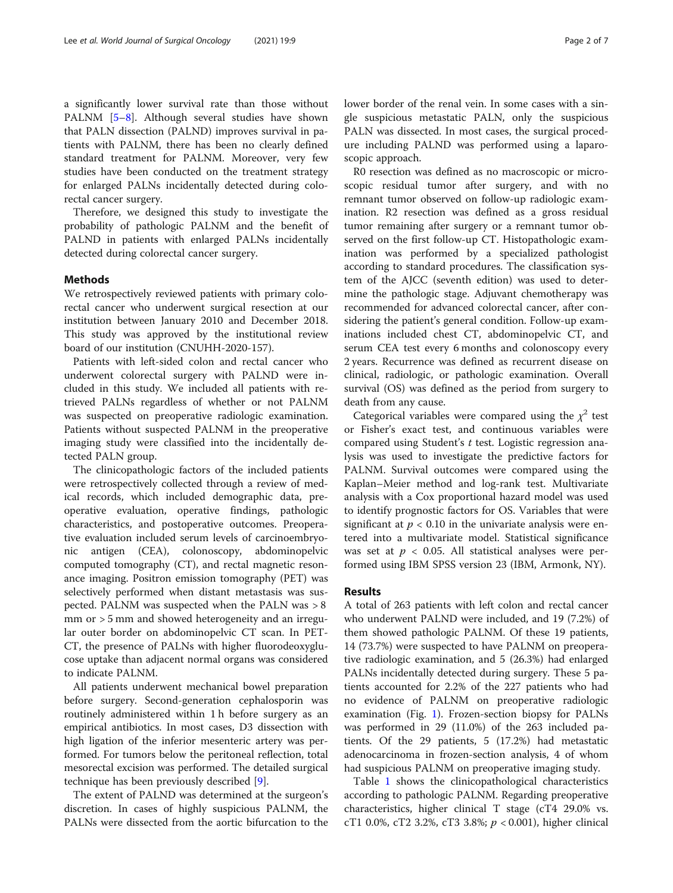a significantly lower survival rate than those without PALNM [5–8]. Although several studies have shown that PALN dissection (PALND) improves survival in patients with PALNM, there has been no clearly defined standard treatment for PALNM. Moreover, very few studies have been conducted on the treatment strategy for enlarged PALNs incidentally detected during colorectal cancer surgery.

Therefore, we designed this study to investigate the probability of pathologic PALNM and the benefit of PALND in patients with enlarged PALNs incidentally detected during colorectal cancer surgery.

## Methods

We retrospectively reviewed patients with primary colorectal cancer who underwent surgical resection at our institution between January 2010 and December 2018. This study was approved by the institutional review board of our institution (CNUHH-2020-157).

Patients with left-sided colon and rectal cancer who underwent colorectal surgery with PALND were included in this study. We included all patients with retrieved PALNs regardless of whether or not PALNM was suspected on preoperative radiologic examination. Patients without suspected PALNM in the preoperative imaging study were classified into the incidentally detected PALN group.

The clinicopathologic factors of the included patients were retrospectively collected through a review of medical records, which included demographic data, preoperative evaluation, operative findings, pathologic characteristics, and postoperative outcomes. Preoperative evaluation included serum levels of carcinoembryonic antigen (CEA), colonoscopy, abdominopelvic computed tomography (CT), and rectal magnetic resonance imaging. Positron emission tomography (PET) was selectively performed when distant metastasis was suspected. PALNM was suspected when the PALN was > 8 mm or > 5 mm and showed heterogeneity and an irregular outer border on abdominopelvic CT scan. In PET-CT, the presence of PALNs with higher fluorodeoxyglucose uptake than adjacent normal organs was considered to indicate PALNM.

All patients underwent mechanical bowel preparation before surgery. Second-generation cephalosporin was routinely administered within 1 h before surgery as an empirical antibiotics. In most cases, D3 dissection with high ligation of the inferior mesenteric artery was performed. For tumors below the peritoneal reflection, total mesorectal excision was performed. The detailed surgical technique has been previously described [9].

The extent of PALND was determined at the surgeon's discretion. In cases of highly suspicious PALNM, the PALNs were dissected from the aortic bifurcation to the lower border of the renal vein. In some cases with a single suspicious metastatic PALN, only the suspicious PALN was dissected. In most cases, the surgical procedure including PALND was performed using a laparoscopic approach.

R0 resection was defined as no macroscopic or microscopic residual tumor after surgery, and with no remnant tumor observed on follow-up radiologic examination. R2 resection was defined as a gross residual tumor remaining after surgery or a remnant tumor observed on the first follow-up CT. Histopathologic examination was performed by a specialized pathologist according to standard procedures. The classification system of the AJCC (seventh edition) was used to determine the pathologic stage. Adjuvant chemotherapy was recommended for advanced colorectal cancer, after considering the patient's general condition. Follow-up examinations included chest CT, abdominopelvic CT, and serum CEA test every 6 months and colonoscopy every 2 years. Recurrence was defined as recurrent disease on clinical, radiologic, or pathologic examination. Overall survival (OS) was defined as the period from surgery to death from any cause.

Categorical variables were compared using the $\chi^2$ test or Fisher's exact test, and continuous variables were compared using Student's $t$ test. Logistic regression analysis was used to investigate the predictive factors for PALNM. Survival outcomes were compared using the Kaplan–Meier method and log-rank test. Multivariate analysis with a Cox proportional hazard model was used to identify prognostic factors for OS. Variables that were significant at $p < 0.10$ in the univariate analysis were entered into a multivariate model. Statistical significance was set at $p < 0.05$. All statistical analyses were performed using IBM SPSS version 23 (IBM, Armonk, NY).

## Results

A total of 263 patients with left colon and rectal cancer who underwent PALND were included, and 19 (7.2%) of them showed pathologic PALNM. Of these 19 patients, 14 (73.7%) were suspected to have PALNM on preoperative radiologic examination, and 5 (26.3%) had enlarged PALNs incidentally detected during surgery. These 5 patients accounted for 2.2% of the 227 patients who had no evidence of PALNM on preoperative radiologic examination (Fig. 1). Frozen-section biopsy for PALNs was performed in 29 (11.0%) of the 263 included patients. Of the 29 patients, 5 (17.2%) had metastatic adenocarcinoma in frozen-section analysis, 4 of whom had suspicious PALNM on preoperative imaging study.

Table 1 shows the clinicopathological characteristics according to pathologic PALNM. Regarding preoperative characteristics, higher clinical T stage (cT4 29.0% vs. cT1 0.0%, cT2 3.2%, cT3 3.8%; $p < 0.001$), higher clinical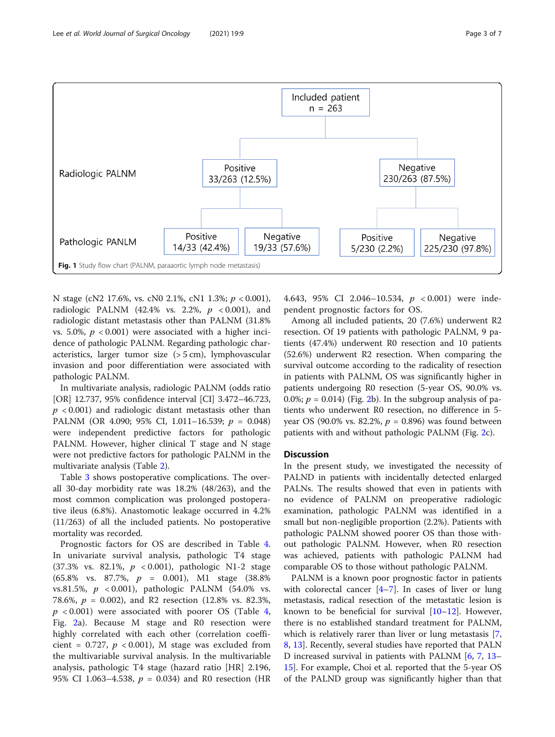| | | | | |
|---|---|---|---|---|
| | Included patient n = 263 | | | |
| Radiologic PALNM | Positive 33/263 (12.5%) | | Negative 230/263 (87.5%) | |
| Pathologic PANLM | Positive 14/33 (42.4%) | Negative 19/33 (57.6%) | Positive 5/230 (2.2%) | Negative 225/230 (97.8%) |

**Fig. 1** Study flow chart (PALNM, paraaortic lymph node metastasis)

N stage (cN2 17.6%, vs. cN0 2.1%, cN1 1.3%; $p < 0.001$), radiologic PALNM (42.4% vs. 2.2%, $p < 0.001$), and radiologic distant metastasis other than PALNM (31.8% vs. 5.0%, $p < 0.001$) were associated with a higher incidence of pathologic PALNM. Regarding pathologic characteristics, larger tumor size (> 5 cm), lymphovascular invasion and poor differentiation were associated with pathologic PALNM.

In multivariate analysis, radiologic PALNM (odds ratio [OR] 12.737, 95% confidence interval [CI] 3.472–46.723, $p < 0.001$) and radiologic distant metastasis other than PALNM (OR 4.090; 95% CI, 1.011–16.539; $p = 0.048$) were independent predictive factors for pathologic PALNM. However, higher clinical T stage and N stage were not predictive factors for pathologic PALNM in the multivariate analysis (Table 2).

Table 3 shows postoperative complications. The overall 30-day morbidity rate was 18.2% (48/263), and the most common complication was prolonged postoperative ileus (6.8%). Anastomotic leakage occurred in 4.2% (11/263) of all the included patients. No postoperative mortality was recorded.

Prognostic factors for OS are described in Table 4. In univariate survival analysis, pathologic T4 stage (37.3% vs. 82.1%, $p < 0.001$), pathologic N1-2 stage (65.8% vs. 87.7%, $p = 0.001$), M1 stage (38.8% vs.81.5%, $p < 0.001$), pathologic PALNM (54.0% vs. 78.6%, $p = 0.002$), and R2 resection (12.8% vs. 82.3%, $p < 0.001$) were associated with poorer OS (Table 4, Fig. 2a). Because M stage and R0 resection were highly correlated with each other (correlation coefficient = 0.727, $p < 0.001$), M stage was excluded from the multivariable survival analysis. In the multivariable analysis, pathologic T4 stage (hazard ratio [HR] 2.196, 95% CI 1.063–4.538, $p = 0.034$) and R0 resection (HR 4.643, 95% CI 2.046–10.534, $p < 0.001$) were independent prognostic factors for OS.

Among all included patients, 20 (7.6%) underwent R2 resection. Of 19 patients with pathologic PALNM, 9 patients (47.4%) underwent R0 resection and 10 patients (52.6%) underwent R2 resection. When comparing the survival outcome according to the radicality of resection in patients with PALNM, OS was significantly higher in patients undergoing R0 resection (5-year OS, 90.0% vs. 0.0%; $p = 0.014$) (Fig. 2b). In the subgroup analysis of patients who underwent R0 resection, no difference in 5-year OS (90.0% vs. 82.2%, $p = 0.896$) was found between patients with and without pathologic PALNM (Fig. 2c).

## Discussion

In the present study, we investigated the necessity of PALND in patients with incidentally detected enlarged PALNs. The results showed that even in patients with no evidence of PALNM on preoperative radiologic examination, pathologic PALNM was identified in a small but non-negligible proportion (2.2%). Patients with pathologic PALNM showed poorer OS than those without pathologic PALNM. However, when R0 resection was achieved, patients with pathologic PALNM had comparable OS to those without pathologic PALNM.

PALNM is a known poor prognostic factor in patients with colorectal cancer [4–7]. In cases of liver or lung metastasis, radical resection of the metastatic lesion is known to be beneficial for survival [10–12]. However, there is no established standard treatment for PALNM, which is relatively rarer than liver or lung metastasis [7, 8, 13]. Recently, several studies have reported that PALND increased survival in patients with PALNM [6, 7, 13–15]. For example, Choi et al. reported that the 5-year OS of the PALND group was significantly higher than that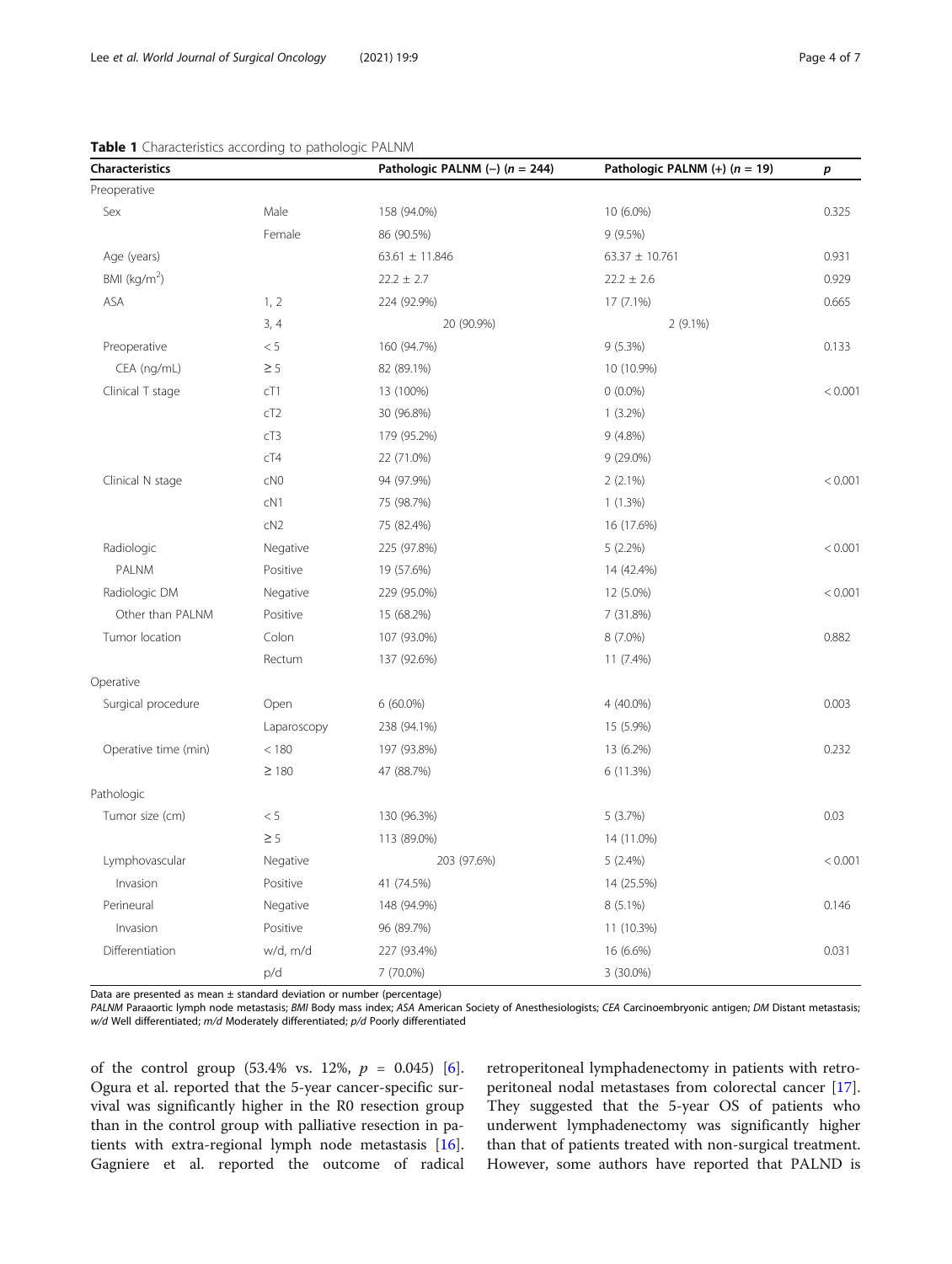**Table 1** Characteristics according to pathologic PALNM

| Characteristics | | Pathologic PALNM (−) ($n$ = 244) | Pathologic PALNM (+) ($n$ = 19) | $p$ |
|---|---|---|---|---|
| Preoperative | | | | |
| Sex | Male | 158 (94.0%) | 10 (6.0%) | 0.325 |
| | Female | 86 (90.5%) | 9 (9.5%) | |
| Age (years) | | 63.61 ± 11.846 | 63.37 ± 10.761 | 0.931 |
| BMI (kg/m$^2$) | | 22.2 ± 2.7 | 22.2 ± 2.6 | 0.929 |
| ASA | 1, 2 | 224 (92.9%) | 17 (7.1%) | 0.665 |
| | 3, 4 | 20 (90.9%) | 2 (9.1%) | |
| Preoperative CEA (ng/mL) | < 5 | 160 (94.7%) | 9 (5.3%) | 0.133 |
| | ≥ 5 | 82 (89.1%) | 10 (10.9%) | |
| Clinical T stage | cT1 | 13 (100%) | 0 (0.0%) | < 0.001 |
| | cT2 | 30 (96.8%) | 1 (3.2%) | |
| | cT3 | 179 (95.2%) | 9 (4.8%) | |
| | cT4 | 22 (71.0%) | 9 (29.0%) | |
| Clinical N stage | cN0 | 94 (97.9%) | 2 (2.1%) | < 0.001 |
| | cN1 | 75 (98.7%) | 1 (1.3%) | |
| | cN2 | 75 (82.4%) | 16 (17.6%) | |
| Radiologic PALNM | Negative | 225 (97.8%) | 5 (2.2%) | < 0.001 |
| | Positive | 19 (57.6%) | 14 (42.4%) | |
| Radiologic DM Other than PALNM | Negative | 229 (95.0%) | 12 (5.0%) | < 0.001 |
| | Positive | 15 (68.2%) | 7 (31.8%) | |
| Tumor location | Colon | 107 (93.0%) | 8 (7.0%) | 0.882 |
| | Rectum | 137 (92.6%) | 11 (7.4%) | |
| Operative | | | | |
| Surgical procedure | Open | 6 (60.0%) | 4 (40.0%) | 0.003 |
| | Laparoscopy | 238 (94.1%) | 15 (5.9%) | |
| Operative time (min) | < 180 | 197 (93.8%) | 13 (6.2%) | 0.232 |
| | ≥ 180 | 47 (88.7%) | 6 (11.3%) | |
| Pathologic | | | | |
| Tumor size (cm) | < 5 | 130 (96.3%) | 5 (3.7%) | 0.03 |
| | ≥ 5 | 113 (89.0%) | 14 (11.0%) | |
| Lymphovascular Invasion | Negative | 203 (97.6%) | 5 (2.4%) | < 0.001 |
| | Positive | 41 (74.5%) | 14 (25.5%) | |
| Perineural Invasion | Negative | 148 (94.9%) | 8 (5.1%) | 0.146 |
| | Positive | 96 (89.7%) | 11 (10.3%) | |
| Differentiation | w/d, m/d | 227 (93.4%) | 16 (6.6%) | 0.031 |
| | p/d | 7 (70.0%) | 3 (30.0%) | |

Data are presented as mean ± standard deviation or number (percentage)

*PALNM* Paraaortic lymph node metastasis; *BMI* Body mass index; *ASA* American Society of Anesthesiologists; *CEA* Carcinoembryonic antigen; *DM* Distant metastasis; *w/d* Well differentiated; *m/d* Moderately differentiated; *p/d* Poorly differentiated

of the control group (53.4% vs. 12%, $p$ = 0.045) [6]. Ogura et al. reported that the 5-year cancer-specific survival was significantly higher in the R0 resection group than in the control group with palliative resection in patients with extra-regional lymph node metastasis [16]. Gagniere et al. reported the outcome of radical retroperitoneal lymphadenectomy in patients with retroperitoneal nodal metastases from colorectal cancer [17]. They suggested that the 5-year OS of patients who underwent lymphadenectomy was significantly higher than that of patients treated with non-surgical treatment. However, some authors have reported that PALND is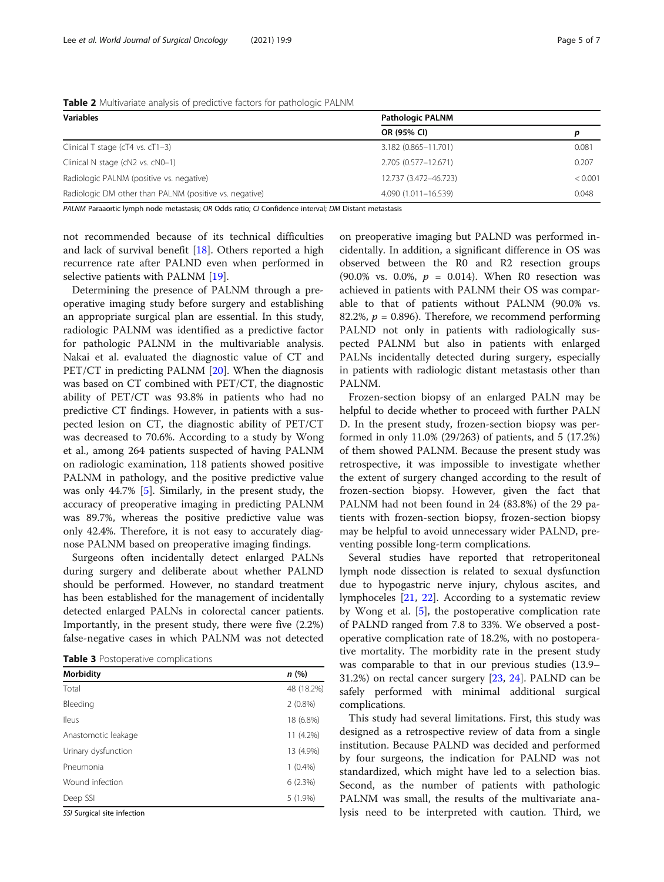**Table 2** Multivariate analysis of predictive factors for pathologic PALNM

| Variables | Pathologic PALNM | |
|---|---|---|
| | OR (95% CI) | p |
| Clinical T stage (cT4 vs. cT1–3) | 3.182 (0.865–11.701) | 0.081 |
| Clinical N stage (cN2 vs. cN0–1) | 2.705 (0.577–12.671) | 0.207 |
| Radiologic PALNM (positive vs. negative) | 12.737 (3.472–46.723) | < 0.001 |
| Radiologic DM other than PALNM (positive vs. negative) | 4.090 (1.011–16.539) | 0.048 |

*PALNM* Paraaortic lymph node metastasis; *OR* Odds ratio; *CI* Confidence interval; *DM* Distant metastasis

not recommended because of its technical difficulties and lack of survival benefit [18]. Others reported a high recurrence rate after PALND even when performed in selective patients with PALNM [19].

Determining the presence of PALNM through a preoperative imaging study before surgery and establishing an appropriate surgical plan are essential. In this study, radiologic PALNM was identified as a predictive factor for pathologic PALNM in the multivariable analysis. Nakai et al. evaluated the diagnostic value of CT and PET/CT in predicting PALNM [20]. When the diagnosis was based on CT combined with PET/CT, the diagnostic ability of PET/CT was 93.8% in patients who had no predictive CT findings. However, in patients with a suspected lesion on CT, the diagnostic ability of PET/CT was decreased to 70.6%. According to a study by Wong et al., among 264 patients suspected of having PALNM on radiologic examination, 118 patients showed positive PALNM in pathology, and the positive predictive value was only 44.7% [5]. Similarly, in the present study, the accuracy of preoperative imaging in predicting PALNM was 89.7%, whereas the positive predictive value was only 42.4%. Therefore, it is not easy to accurately diagnose PALNM based on preoperative imaging findings.

Surgeons often incidentally detect enlarged PALNs during surgery and deliberate about whether PALND should be performed. However, no standard treatment has been established for the management of incidentally detected enlarged PALNs in colorectal cancer patients. Importantly, in the present study, there were five (2.2%) false-negative cases in which PALNM was not detected on preoperative imaging but PALND was performed incidentally. In addition, a significant difference in OS was observed between the R0 and R2 resection groups (90.0% vs. 0.0%, $p$ = 0.014). When R0 resection was achieved in patients with PALNM their OS was comparable to that of patients without PALNM (90.0% vs. 82.2%, $p$ = 0.896). Therefore, we recommend performing PALND not only in patients with radiologically suspected PALNM but also in patients with enlarged PALNs incidentally detected during surgery, especially in patients with radiologic distant metastasis other than PALNM.

**Table 3** Postoperative complications

| Morbidity | n (%) |
|---|---|
| Total | 48 (18.2%) |
| Bleeding | 2 (0.8%) |
| Ileus | 18 (6.8%) |
| Anastomotic leakage | 11 (4.2%) |
| Urinary dysfunction | 13 (4.9%) |
| Pneumonia | 1 (0.4%) |
| Wound infection | 6 (2.3%) |
| Deep SSI | 5 (1.9%) |

*SSI* Surgical site infection

Frozen-section biopsy of an enlarged PALN may be helpful to decide whether to proceed with further PALND. In the present study, frozen-section biopsy was performed in only 11.0% (29/263) of patients, and 5 (17.2%) of them showed PALNM. Because the present study was retrospective, it was impossible to investigate whether the extent of surgery changed according to the result of frozen-section biopsy. However, given the fact that PALNM had not been found in 24 (83.8%) of the 29 patients with frozen-section biopsy, frozen-section biopsy may be helpful to avoid unnecessary wider PALND, preventing possible long-term complications.

Several studies have reported that retroperitoneal lymph node dissection is related to sexual dysfunction due to hypogastric nerve injury, chylous ascites, and lymphoceles [21, 22]. According to a systematic review by Wong et al. [5], the postoperative complication rate of PALND ranged from 7.8 to 33%. We observed a postoperative complication rate of 18.2%, with no postoperative mortality. The morbidity rate in the present study was comparable to that in our previous studies (13.9–31.2%) on rectal cancer surgery [23, 24]. PALND can be safely performed with minimal additional surgical complications.

This study had several limitations. First, this study was designed as a retrospective review of data from a single institution. Because PALND was decided and performed by four surgeons, the indication for PALND was not standardized, which might have led to a selection bias. Second, as the number of patients with pathologic PALNM was small, the results of the multivariate analysis need to be interpreted with caution. Third, we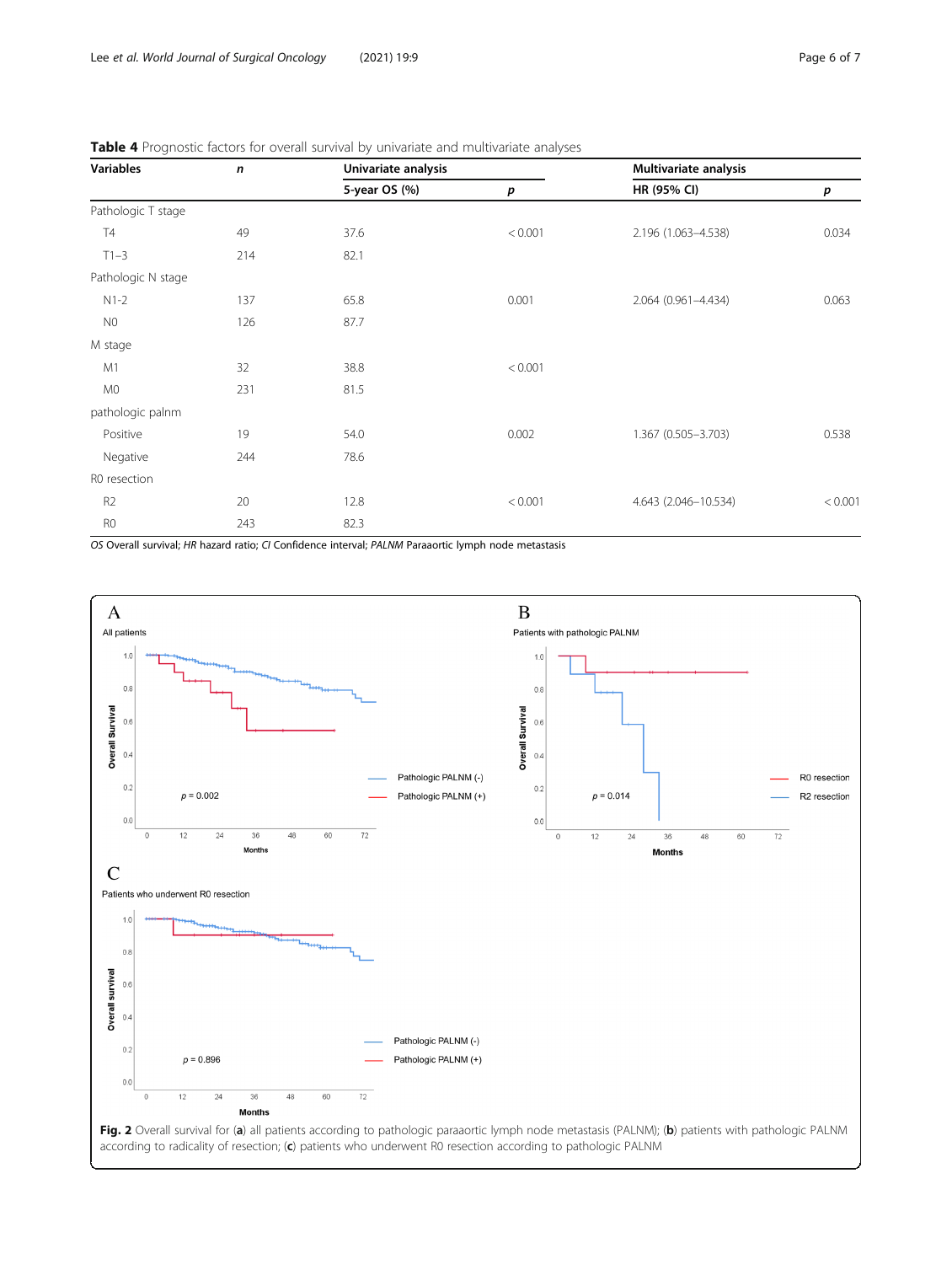**Table 4** Prognostic factors for overall survival by univariate and multivariate analyses

| Variables | *n* | Univariate analysis | | Multivariate analysis | |
|---|---|---|---|---|---|
| | | 5-year OS (%) | *p* | HR (95% CI) | *p* |
| Pathologic T stage | | | | | |
| T4 | 49 | 37.6 | < 0.001 | 2.196 (1.063–4.538) | 0.034 |
| T1–3 | 214 | 82.1 | | | |
| Pathologic N stage | | | | | |
| N1-2 | 137 | 65.8 | 0.001 | 2.064 (0.961–4.434) | 0.063 |
| N0 | 126 | 87.7 | | | |
| M stage | | | | | |
| M1 | 32 | 38.8 | < 0.001 | | |
| M0 | 231 | 81.5 | | | |
| pathologic palnm | | | | | |
| Positive | 19 | 54.0 | 0.002 | 1.367 (0.505–3.703) | 0.538 |
| Negative | 244 | 78.6 | | | |
| R0 resection | | | | | |
| R2 | 20 | 12.8 | < 0.001 | 4.643 (2.046–10.534) | < 0.001 |
| R0 | 243 | 82.3 | | | |

*OS* Overall survival; *HR* hazard ratio; *CI* Confidence interval; *PALNM* Paraaortic lymph node metastasis

**Fig. 2** Overall survival for (**a**) all patients according to pathologic paraaortic lymph node metastasis (PALNM); (**b**) patients with pathologic PALNM according to radicality of resection; (**c**) patients who underwent R0 resection according to pathologic PALNM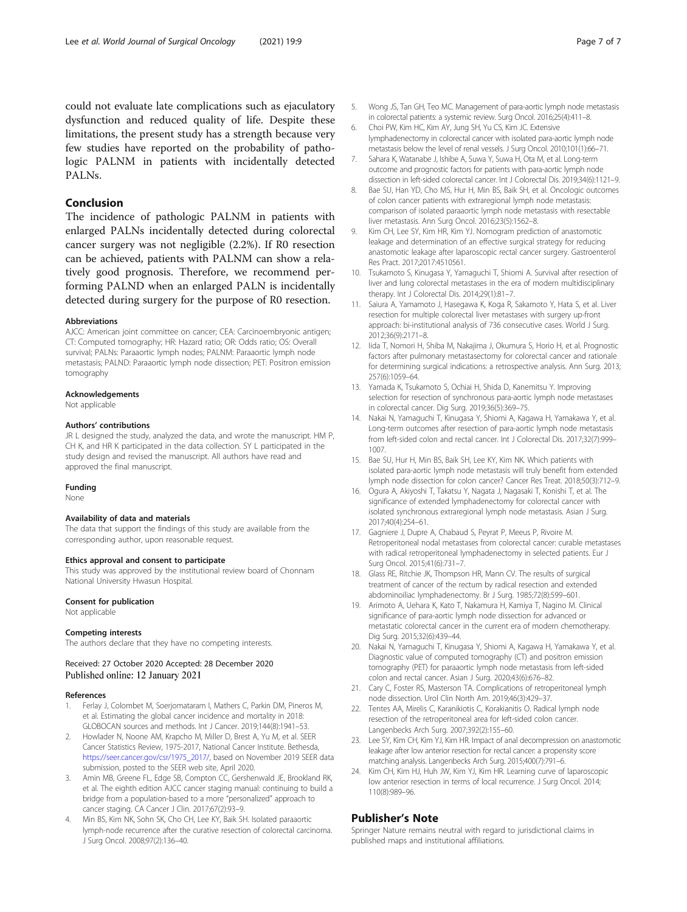could not evaluate late complications such as ejaculatory dysfunction and reduced quality of life. Despite these limitations, the present study has a strength because very few studies have reported on the probability of pathologic PALNM in patients with incidentally detected PALNs.

## Conclusion

The incidence of pathologic PALNM in patients with enlarged PALNs incidentally detected during colorectal cancer surgery was not negligible (2.2%). If R0 resection can be achieved, patients with PALNM can show a relatively good prognosis. Therefore, we recommend performing PALND when an enlarged PALN is incidentally detected during surgery for the purpose of R0 resection.

#### Abbreviations

AJCC: American joint committee on cancer; CEA: Carcinoembryonic antigen; CT: Computed tomography; HR: Hazard ratio; OR: Odds ratio; OS: Overall survival; PALNs: Paraaortic lymph nodes; PALNM: Paraaortic lymph node metastasis; PALND: Paraaortic lymph node dissection; PET: Positron emission tomography

#### Acknowledgements

Not applicable

#### Authors' contributions

JR L designed the study, analyzed the data, and wrote the manuscript. HM P, CH K, and HR K participated in the data collection. SY L participated in the study design and revised the manuscript. All authors have read and approved the final manuscript.

#### Funding

None

#### Availability of data and materials

The data that support the findings of this study are available from the corresponding author, upon reasonable request.

#### Ethics approval and consent to participate

This study was approved by the institutional review board of Chonnam National University Hwasun Hospital.

#### Consent for publication

Not applicable

#### Competing interests

The authors declare that they have no competing interests.

Received: 27 October 2020 Accepted: 28 December 2020
Published online: 12 January 2021

#### References

1. Ferlay J, Colombet M, Soerjomataram I, Mathers C, Parkin DM, Pineros M, et al. Estimating the global cancer incidence and mortality in 2018: GLOBOCAN sources and methods. Int J Cancer. 2019;144(8):1941–53.
2. Howlader N, Noone AM, Krapcho M, Miller D, Brest A, Yu M, et al. SEER Cancer Statistics Review, 1975-2017, National Cancer Institute. Bethesda, https://seer.cancer.gov/csr/1975_2017/, based on November 2019 SEER data submission, posted to the SEER web site, April 2020.
3. Amin MB, Greene FL, Edge SB, Compton CC, Gershenwald JE, Brookland RK, et al. The eighth edition AJCC cancer staging manual: continuing to build a bridge from a population-based to a more "personalized" approach to cancer staging. CA Cancer J Clin. 2017;67(2):93–9.
4. Min BS, Kim NK, Sohn SK, Cho CH, Lee KY, Baik SH. Isolated paraaortic lymph-node recurrence after the curative resection of colorectal carcinoma. J Surg Oncol. 2008;97(2):136–40.
5. Wong JS, Tan GH, Teo MC. Management of para-aortic lymph node metastasis in colorectal patients: a systemic review. Surg Oncol. 2016;25(4):411–8.
6. Choi PW, Kim HC, Kim AY, Jung SH, Yu CS, Kim JC. Extensive lymphadenectomy in colorectal cancer with isolated para-aortic lymph node metastasis below the level of renal vessels. J Surg Oncol. 2010;101(1):66–71.
7. Sahara K, Watanabe J, Ishibe A, Suwa Y, Suwa H, Ota M, et al. Long-term outcome and prognostic factors for patients with para-aortic lymph node dissection in left-sided colorectal cancer. Int J Colorectal Dis. 2019;34(6):1121–9.
8. Bae SU, Han YD, Cho MS, Hur H, Min BS, Baik SH, et al. Oncologic outcomes of colon cancer patients with extraregional lymph node metastasis: comparison of isolated paraaortic lymph node metastasis with resectable liver metastasis. Ann Surg Oncol. 2016;23(5):1562–8.
9. Kim CH, Lee SY, Kim HR, Kim YJ. Nomogram prediction of anastomotic leakage and determination of an effective surgical strategy for reducing anastomotic leakage after laparoscopic rectal cancer surgery. Gastroenterol Res Pract. 2017;2017:4510561.
10. Tsukamoto S, Kinugasa Y, Yamaguchi T, Shiomi A. Survival after resection of liver and lung colorectal metastases in the era of modern multidisciplinary therapy. Int J Colorectal Dis. 2014;29(1):81–7.
11. Saiura A, Yamamoto J, Hasegawa K, Koga R, Sakamoto Y, Hata S, et al. Liver resection for multiple colorectal liver metastases with surgery up-front approach: bi-institutional analysis of 736 consecutive cases. World J Surg. 2012;36(9):2171–8.
12. Iida T, Nomori H, Shiba M, Nakajima J, Okumura S, Horio H, et al. Prognostic factors after pulmonary metastasectomy for colorectal cancer and rationale for determining surgical indications: a retrospective analysis. Ann Surg. 2013;257(6):1059–64.
13. Yamada K, Tsukamoto S, Ochiai H, Shida D, Kanemitsu Y. Improving selection for resection of synchronous para-aortic lymph node metastases in colorectal cancer. Dig Surg. 2019;36(5):369–75.
14. Nakai N, Yamaguchi T, Kinugasa Y, Shiomi A, Kagawa H, Yamakawa Y, et al. Long-term outcomes after resection of para-aortic lymph node metastasis from left-sided colon and rectal cancer. Int J Colorectal Dis. 2017;32(7):999–1007.
15. Bae SU, Hur H, Min BS, Baik SH, Lee KY, Kim NK. Which patients with isolated para-aortic lymph node metastasis will truly benefit from extended lymph node dissection for colon cancer? Cancer Res Treat. 2018;50(3):712–9.
16. Ogura A, Akiyoshi T, Takatsu Y, Nagata J, Nagasaki T, Konishi T, et al. The significance of extended lymphadenectomy for colorectal cancer with isolated synchronous extraregional lymph node metastasis. Asian J Surg. 2017;40(4):254–61.
17. Gagniere J, Dupre A, Chabaud S, Peyrat P, Meeus P, Rivoire M. Retroperitoneal nodal metastases from colorectal cancer: curable metastases with radical retroperitoneal lymphadenectomy in selected patients. Eur J Surg Oncol. 2015;41(6):731–7.
18. Glass RE, Ritchie JK, Thompson HR, Mann CV. The results of surgical treatment of cancer of the rectum by radical resection and extended abdominoiliac lymphadenectomy. Br J Surg. 1985;72(8):599–601.
19. Arimoto A, Uehara K, Kato T, Nakamura H, Kamiya T, Nagino M. Clinical significance of para-aortic lymph node dissection for advanced or metastatic colorectal cancer in the current era of modern chemotherapy. Dig Surg. 2015;32(6):439–44.
20. Nakai N, Yamaguchi T, Kinugasa Y, Shiomi A, Kagawa H, Yamakawa Y, et al. Diagnostic value of computed tomography (CT) and positron emission tomography (PET) for paraaortic lymph node metastasis from left-sided colon and rectal cancer. Asian J Surg. 2020;43(6):676–82.
21. Cary C, Foster RS, Masterson TA. Complications of retroperitoneal lymph node dissection. Urol Clin North Am. 2019;46(3):429–37.
22. Tentes AA, Mirelis C, Karanikiotis C, Korakianitis O. Radical lymph node resection of the retroperitoneal area for left-sided colon cancer. Langenbecks Arch Surg. 2007;392(2):155–60.
23. Lee SY, Kim CH, Kim YJ, Kim HR. Impact of anal decompression on anastomotic leakage after low anterior resection for rectal cancer: a propensity score matching analysis. Langenbecks Arch Surg. 2015;400(7):791–6.
24. Kim CH, Kim HJ, Huh JW, Kim YJ, Kim HR. Learning curve of laparoscopic low anterior resection in terms of local recurrence. J Surg Oncol. 2014;110(8):989–96.

## Publisher's Note

Springer Nature remains neutral with regard to jurisdictional claims in published maps and institutional affiliations.